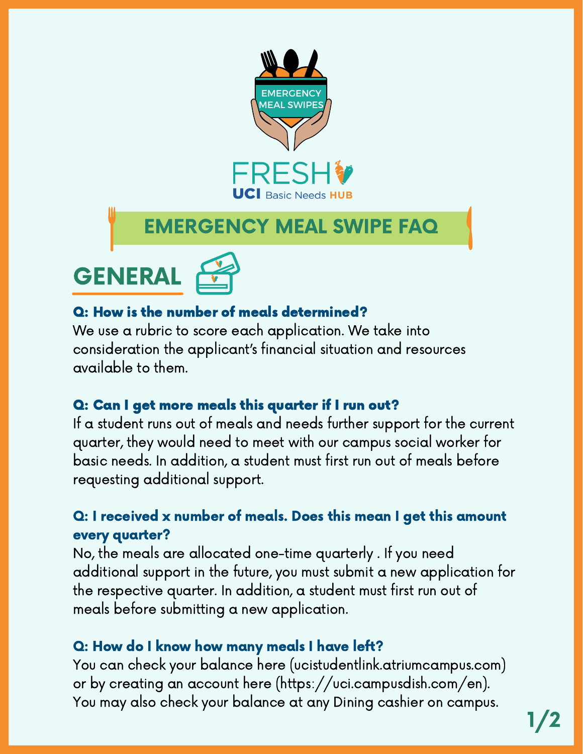EMERGENCY MEAL SWIPES

FRESH

UCI Basic Needs HUB

# EMERGENCY MEAL SWIPE FAQ

## GENERAL

**Q: How is the number of meals determined?**

We use a rubric to score each application. We take into consideration the applicant's financial situation and resources available to them.

**Q: Can I get more meals this quarter if I run out?**

If a student runs out of meals and needs further support for the current quarter, they would need to meet with our campus social worker for basic needs. In addition, a student must first run out of meals before requesting additional support.

**Q: I received x number of meals. Does this mean I get this amount every quarter?**

No, the meals are allocated one-time quarterly . If you need additional support in the future, you must submit a new application for the respective quarter. In addition, a student must first run out of meals before submitting a new application.

**Q: How do I know how many meals I have left?**

You can check your balance here (ucistudentlink.atriumcampus.com) or by creating an account here (https://uci.campusdish.com/en). You may also check your balance at any Dining cashier on campus.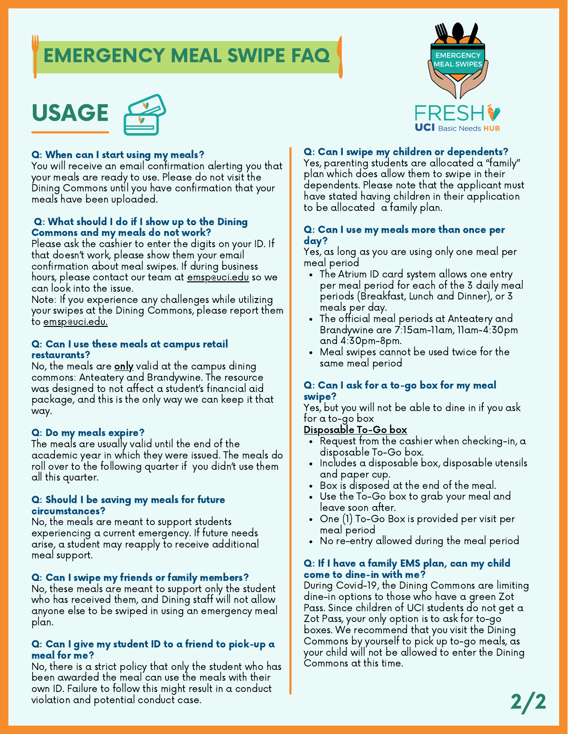# EMERGENCY MEAL SWIPE FAQ

## USAGE

### Q: When can I start using my meals?

You will receive an email confirmation alerting you that your meals are ready to use. Please do not visit the Dining Commons until you have confirmation that your meals have been uploaded.

### Q: What should I do if I show up to the Dining Commons and my meals do not work?

Please ask the cashier to enter the digits on your ID. If that doesn't work, please show them your email confirmation about meal swipes. If during business hours, please contact our team at emsp@uci.edu so we can look into the issue.

Note: If you experience any challenges while utilizing your swipes at the Dining Commons, please report them to emsp@uci.edu.

### Q: Can I use these meals at campus retail restaurants?

No, the meals are **only** valid at the campus dining commons: Anteatery and Brandywine. The resource was designed to not affect a student's financial aid package, and this is the only way we can keep it that way.

### Q: Do my meals expire?

The meals are usually valid until the end of the academic year in which they were issued. The meals do roll over to the following quarter if you didn't use them all this quarter.

### Q: Should I be saving my meals for future circumstances?

No, the meals are meant to support students experiencing a current emergency. If future needs arise, a student may reapply to receive additional meal support.

### Q: Can I swipe my friends or family members?

No, these meals are meant to support only the student who has received them, and Dining staff will not allow anyone else to be swiped in using an emergency meal plan.

### Q: Can I give my student ID to a friend to pick-up a meal for me?

No, there is a strict policy that only the student who has been awarded the meal can use the meals with their own ID. Failure to follow this might result in a conduct violation and potential conduct case.

### Q: Can I swipe my children or dependents?

Yes, parenting students are allocated a "family" plan which does allow them to swipe in their dependents. Please note that the applicant must have stated having children in their application to be allocated a family plan.

### Q: Can I use my meals more than once per day?

Yes, as long as you are using only one meal per meal period

- The Atrium ID card system allows one entry per meal period for each of the 3 daily meal periods (Breakfast, Lunch and Dinner), or 3 meals per day.
- The official meal periods at Anteatery and Brandywine are 7:15am-11am, 11am-4:30pm and 4:30pm-8pm.
- Meal swipes cannot be used twice for the same meal period

### Q: Can I ask for a to-go box for my meal swipe?

Yes, but you will not be able to dine in if you ask for a to-go box

<u>Disposable To-Go box</u>

- Request from the cashier when checking-in, a disposable To-Go box.
- Includes a disposable box, disposable utensils and paper cup.
- Box is disposed at the end of the meal.
- Use the To-Go box to grab your meal and leave soon after.
- One (1) To-Go Box is provided per visit per meal period
- No re-entry allowed during the meal period

### Q: If I have a family EMS plan, can my child come to dine-in with me?

During Covid-19, the Dining Commons are limiting dine-in options to those who have a green Zot Pass. Since children of UCI students do not get a Zot Pass, your only option is to ask for to-go boxes. We recommend that you visit the Dining Commons by yourself to pick up to-go meals, as your child will not be allowed to enter the Dining Commons at this time.